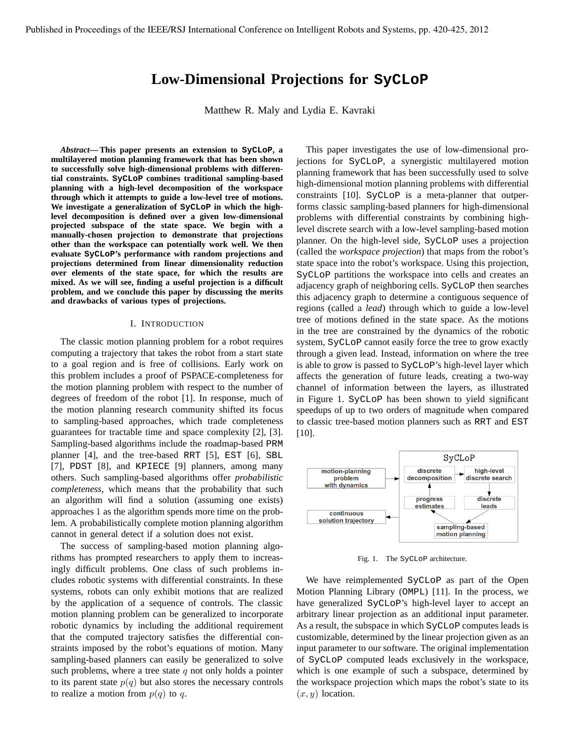Published in Proceedings of the IEEE/RSJ International Conference on Intelligent Robots and Systems, pp. 420-425, 2012

# Low-Dimensional Projections for SyCLoP

Matthew R. Maly and Lydia E. Kavraki

***Abstract*— This paper presents an extension to SyCLoP, a multilayered motion planning framework that has been shown to successfully solve high-dimensional problems with differential constraints. SyCLoP combines traditional sampling-based planning with a high-level decomposition of the workspace through which it attempts to guide a low-level tree of motions. We investigate a generalization of SyCLoP in which the high-level decomposition is defined over a given low-dimensional projected subspace of the state space. We begin with a manually-chosen projection to demonstrate that projections other than the workspace can potentially work well. We then evaluate SyCLoP's performance with random projections and projections determined from linear dimensionality reduction over elements of the state space, for which the results are mixed. As we will see, finding a useful projection is a difficult problem, and we conclude this paper by discussing the merits and drawbacks of various types of projections.**

## I. Introduction

The classic motion planning problem for a robot requires computing a trajectory that takes the robot from a start state to a goal region and is free of collisions. Early work on this problem includes a proof of PSPACE-completeness for the motion planning problem with respect to the number of degrees of freedom of the robot [1]. In response, much of the motion planning research community shifted its focus to sampling-based approaches, which trade completeness guarantees for tractable time and space complexity [2], [3]. Sampling-based algorithms include the roadmap-based PRM planner [4], and the tree-based RRT [5], EST [6], SBL [7], PDST [8], and KPIECE [9] planners, among many others. Such sampling-based algorithms offer *probabilistic completeness*, which means that the probability that such an algorithm will find a solution (assuming one exists) approaches 1 as the algorithm spends more time on the problem. A probabilistically complete motion planning algorithm cannot in general detect if a solution does not exist.

The success of sampling-based motion planning algorithms has prompted researchers to apply them to increasingly difficult problems. One class of such problems includes robotic systems with differential constraints. In these systems, robots can only exhibit motions that are realized by the application of a sequence of controls. The classic motion planning problem can be generalized to incorporate robotic dynamics by including the additional requirement that the computed trajectory satisfies the differential constraints imposed by the robot's equations of motion. Many sampling-based planners can easily be generalized to solve such problems, where a tree state $q$ not only holds a pointer to its parent state $p(q)$ but also stores the necessary controls to realize a motion from $p(q)$ to $q$.

This paper investigates the use of low-dimensional projections for SyCLoP, a synergistic multilayered motion planning framework that has been successfully used to solve high-dimensional motion planning problems with differential constraints [10]. SyCLoP is a meta-planner that outperforms classic sampling-based planners for high-dimensional problems with differential constraints by combining high-level discrete search with a low-level sampling-based motion planner. On the high-level side, SyCLoP uses a projection (called the *workspace projection*) that maps from the robot's state space into the robot's workspace. Using this projection, SyCLoP partitions the workspace into cells and creates an adjacency graph of neighboring cells. SyCLoP then searches this adjacency graph to determine a contiguous sequence of regions (called a *lead*) through which to guide a low-level tree of motions defined in the state space. As the motions in the tree are constrained by the dynamics of the robotic system, SyCLoP cannot easily force the tree to grow exactly through a given lead. Instead, information on where the tree is able to grow is passed to SyCLoP's high-level layer which affects the generation of future leads, creating a two-way channel of information between the layers, as illustrated in Figure 1. SyCLoP has been shown to yield significant speedups of up to two orders of magnitude when compared to classic tree-based motion planners such as RRT and EST [10].

SyCLoP
motion-planning problem with dynamics
discrete decomposition
high-level discrete search
progress estimates
discrete leads
sampling-based motion planning
continuous solution trajectory

Fig. 1. The SyCLoP architecture.

We have reimplemented SyCLoP as part of the Open Motion Planning Library (OMPL) [11]. In the process, we have generalized SyCLoP's high-level layer to accept an arbitrary linear projection as an additional input parameter. As a result, the subspace in which SyCLoP computes leads is customizable, determined by the linear projection given as an input parameter to our software. The original implementation of SyCLoP computed leads exclusively in the workspace, which is one example of such a subspace, determined by the workspace projection which maps the robot's state to its $(x, y)$ location.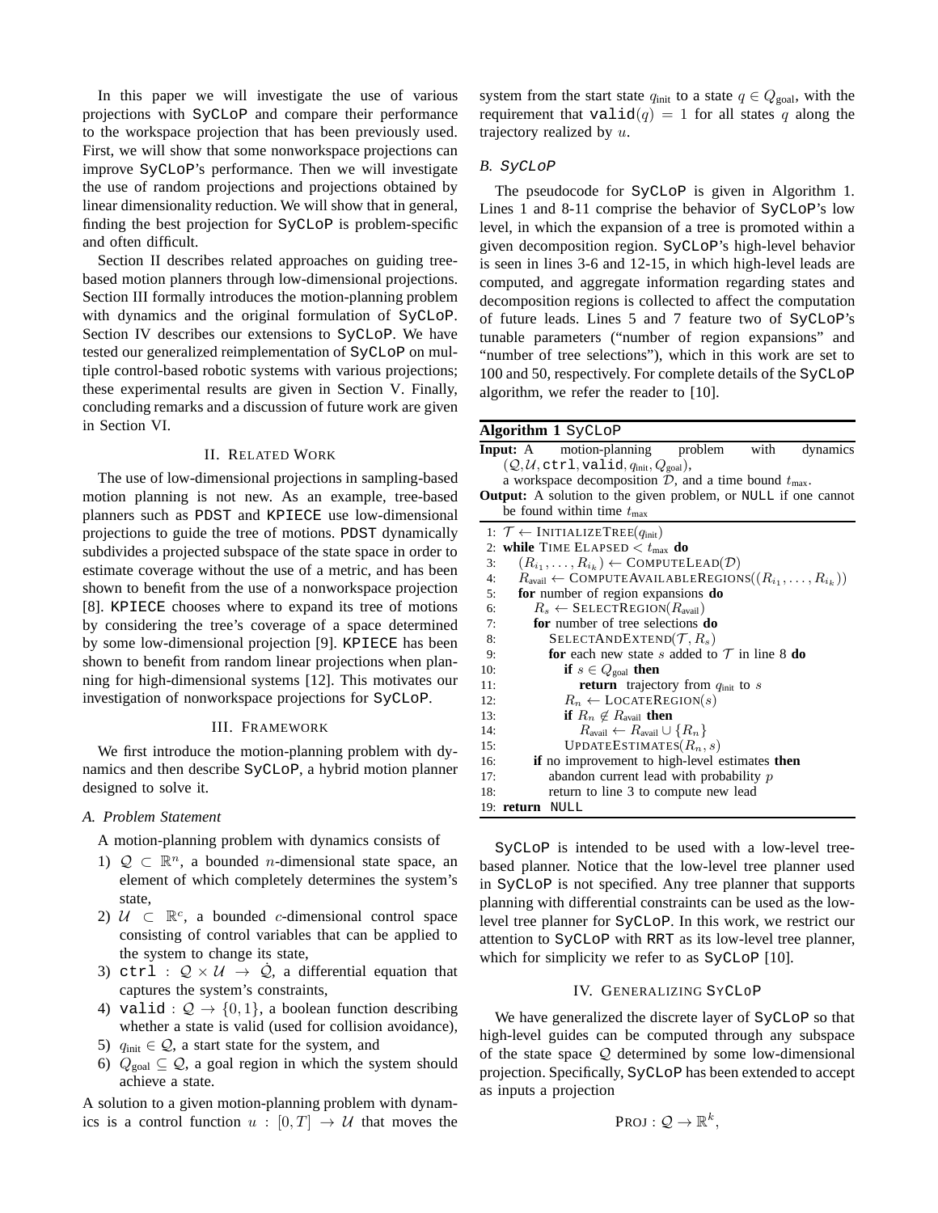In this paper we will investigate the use of various projections with SyCLoP and compare their performance to the workspace projection that has been previously used. First, we will show that some nonworkspace projections can improve SyCLoP's performance. Then we will investigate the use of random projections and projections obtained by linear dimensionality reduction. We will show that in general, finding the best projection for SyCLoP is problem-specific and often difficult.

Section II describes related approaches on guiding tree-based motion planners through low-dimensional projections. Section III formally introduces the motion-planning problem with dynamics and the original formulation of SyCLoP. Section IV describes our extensions to SyCLoP. We have tested our generalized reimplementation of SyCLoP on multiple control-based robotic systems with various projections; these experimental results are given in Section V. Finally, concluding remarks and a discussion of future work are given in Section VI.

## II. Related Work

The use of low-dimensional projections in sampling-based motion planning is not new. As an example, tree-based planners such as PDST and KPIECE use low-dimensional projections to guide the tree of motions. PDST dynamically subdivides a projected subspace of the state space in order to estimate coverage without the use of a metric, and has been shown to benefit from the use of a nonworkspace projection [8]. KPIECE chooses where to expand its tree of motions by considering the tree's coverage of a space determined by some low-dimensional projection [9]. KPIECE has been shown to benefit from random linear projections when planning for high-dimensional systems [12]. This motivates our investigation of nonworkspace projections for SyCLoP.

## III. Framework

We first introduce the motion-planning problem with dynamics and then describe SyCLoP, a hybrid motion planner designed to solve it.

### A. Problem Statement

A motion-planning problem with dynamics consists of

1) $\mathcal{Q} \subset \mathbb{R}^n$, a bounded $n$-dimensional state space, an element of which completely determines the system's state,
2) $\mathcal{U} \subset \mathbb{R}^c$, a bounded $c$-dimensional control space consisting of control variables that can be applied to the system to change its state,
3) $\texttt{ctrl} : \mathcal{Q} \times \mathcal{U} \rightarrow \dot{\mathcal{Q}}$, a differential equation that captures the system's constraints,
4) $\texttt{valid} : \mathcal{Q} \rightarrow \{0, 1\}$, a boolean function describing whether a state is valid (used for collision avoidance),
5) $q_{\text{init}} \in \mathcal{Q}$, a start state for the system, and
6) $Q_{\text{goal}} \subseteq \mathcal{Q}$, a goal region in which the system should achieve a state.

A solution to a given motion-planning problem with dynamics is a control function $u : [0, T] \rightarrow \mathcal{U}$ that moves the system from the start state $q_{\text{init}}$ to a state $q \in Q_{\text{goal}}$, with the requirement that $\texttt{valid}(q) = 1$ for all states $q$ along the trajectory realized by $u$.

### B. SyCLoP

The pseudocode for SyCLoP is given in Algorithm 1. Lines 1 and 8-11 comprise the behavior of SyCLoP's low level, in which the expansion of a tree is promoted within a given decomposition region. SyCLoP's high-level behavior is seen in lines 3-6 and 12-15, in which high-level leads are computed, and aggregate information regarding states and decomposition regions is collected to affect the computation of future leads. Lines 5 and 7 feature two of SyCLoP's tunable parameters ("number of region expansions" and "number of tree selections"), which in this work are set to 100 and 50, respectively. For complete details of the SyCLoP algorithm, we refer the reader to [10].

**Algorithm 1** SyCLoP

**Input:** A motion-planning problem with dynamics $(\mathcal{Q}, \mathcal{U}, \texttt{ctrl}, \texttt{valid}, q_{\text{init}}, Q_{\text{goal}})$, a workspace decomposition $\mathcal{D}$, and a time bound $t_{\max}$.
**Output:** A solution to the given problem, or NULL if one cannot be found within time $t_{\max}$

```
1:  T ← INITIALIZETREE(q_init)
2:  while TIME ELAPSED < t_max do
3:     (R_{i_1}, ..., R_{i_k}) ← COMPUTELEAD(D)
4:     R_avail ← COMPUTEAVAILABLEREGIONS((R_{i_1}, ..., R_{i_k}))
5:     for number of region expansions do
6:        R_s ← SELECTREGION(R_avail)
7:        for number of tree selections do
8:           SELECTANDEXTEND(T, R_s)
9:           for each new state s added to T in line 8 do
10:             if s ∈ Q_goal then
11:                return trajectory from q_init to s
12:             R_n ← LOCATEREGION(s)
13:             if R_n ∉ R_avail then
14:                R_avail ← R_avail ∪ {R_n}
15:             UPDATEESTIMATES(R_n, s)
16:       if no improvement to high-level estimates then
17:          abandon current lead with probability p
18:          return to line 3 to compute new lead
19: return NULL
```

SyCLoP is intended to be used with a low-level tree-based planner. Notice that the low-level tree planner used in SyCLoP is not specified. Any tree planner that supports planning with differential constraints can be used as the low-level tree planner for SyCLoP. In this work, we restrict our attention to SyCLoP with RRT as its low-level tree planner, which for simplicity we refer to as SyCLoP [10].

## IV. Generalizing SyCLoP

We have generalized the discrete layer of SyCLoP so that high-level guides can be computed through any subspace of the state space $\mathcal{Q}$ determined by some low-dimensional projection. Specifically, SyCLoP has been extended to accept as inputs a projection

$$\text{PROJ} : \mathcal{Q} \rightarrow \mathbb{R}^k,$$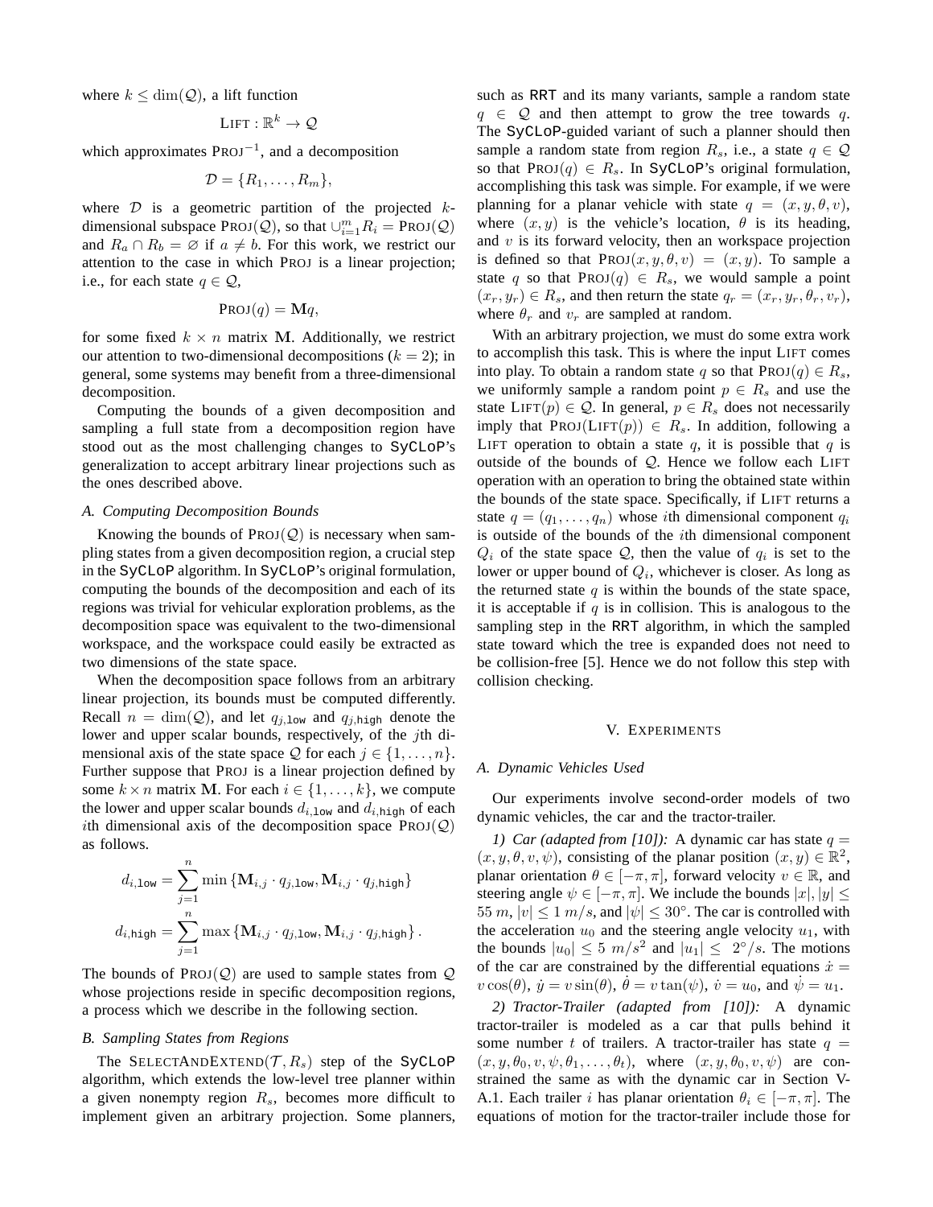where $k \leq \dim(\mathcal{Q})$, a lift function

$$\textsc{Lift} : \mathbb{R}^k \to \mathcal{Q}$$

which approximates $\textsc{Proj}^{-1}$, and a decomposition

$$\mathcal{D} = \{R_1, \ldots, R_m\},$$

where $\mathcal{D}$ is a geometric partition of the projected $k$-dimensional subspace $\textsc{Proj}(\mathcal{Q})$, so that $\cup_{i=1}^{m} R_i = \textsc{Proj}(\mathcal{Q})$ and $R_a \cap R_b = \varnothing$ if $a \neq b$. For this work, we restrict our attention to the case in which $\textsc{Proj}$ is a linear projection; i.e., for each state $q \in \mathcal{Q}$,

$$\textsc{Proj}(q) = \mathbf{M}q,$$

for some fixed $k \times n$ matrix $\mathbf{M}$. Additionally, we restrict our attention to two-dimensional decompositions ($k = 2$); in general, some systems may benefit from a three-dimensional decomposition.

Computing the bounds of a given decomposition and sampling a full state from a decomposition region have stood out as the most challenging changes to SyCLoP's generalization to accept arbitrary linear projections such as the ones described above.

### A. Computing Decomposition Bounds

Knowing the bounds of $\textsc{Proj}(\mathcal{Q})$ is necessary when sampling states from a given decomposition region, a crucial step in the SyCLoP algorithm. In SyCLoP's original formulation, computing the bounds of the decomposition and each of its regions was trivial for vehicular exploration problems, as the decomposition space was equivalent to the two-dimensional workspace, and the workspace could easily be extracted as two dimensions of the state space.

When the decomposition space follows from an arbitrary linear projection, its bounds must be computed differently. Recall $n = \dim(\mathcal{Q})$, and let $q_{j,\texttt{low}}$ and $q_{j,\texttt{high}}$ denote the lower and upper scalar bounds, respectively, of the $j$th dimensional axis of the state space $\mathcal{Q}$ for each $j \in \{1, \ldots, n\}$. Further suppose that $\textsc{Proj}$ is a linear projection defined by some $k \times n$ matrix $\mathbf{M}$. For each $i \in \{1, \ldots, k\}$, we compute the lower and upper scalar bounds $d_{i,\texttt{low}}$ and $d_{i,\texttt{high}}$ of each $i$th dimensional axis of the decomposition space $\textsc{Proj}(\mathcal{Q})$ as follows.

$$d_{i,\texttt{low}} = \sum_{j=1}^{n} \min\left\{\mathbf{M}_{i,j} \cdot q_{j,\texttt{low}}, \mathbf{M}_{i,j} \cdot q_{j,\texttt{high}}\right\}$$

$$d_{i,\texttt{high}} = \sum_{j=1}^{n} \max\left\{\mathbf{M}_{i,j} \cdot q_{j,\texttt{low}}, \mathbf{M}_{i,j} \cdot q_{j,\texttt{high}}\right\}.$$

The bounds of $\textsc{Proj}(\mathcal{Q})$ are used to sample states from $\mathcal{Q}$ whose projections reside in specific decomposition regions, a process which we describe in the following section.

### B. Sampling States from Regions

The $\textsc{SelectAndExtend}(\mathcal{T}, R_s)$ step of the SyCLoP algorithm, which extends the low-level tree planner within a given nonempty region $R_s$, becomes more difficult to implement given an arbitrary projection. Some planners, such as RRT and its many variants, sample a random state $q \in \mathcal{Q}$ and then attempt to grow the tree towards $q$. The SyCLoP-guided variant of such a planner should then sample a random state from region $R_s$, i.e., a state $q \in \mathcal{Q}$ so that $\textsc{Proj}(q) \in R_s$. In SyCLoP's original formulation, accomplishing this task was simple. For example, if we were planning for a planar vehicle with state $q = (x, y, \theta, v)$, where $(x, y)$ is the vehicle's location, $\theta$ is its heading, and $v$ is its forward velocity, then an workspace projection is defined so that $\textsc{Proj}(x, y, \theta, v) = (x, y)$. To sample a state $q$ so that $\textsc{Proj}(q) \in R_s$, we would sample a point $(x_r, y_r) \in R_s$, and then return the state $q_r = (x_r, y_r, \theta_r, v_r)$, where $\theta_r$ and $v_r$ are sampled at random.

With an arbitrary projection, we must do some extra work to accomplish this task. This is where the input $\textsc{Lift}$ comes into play. To obtain a random state $q$ so that $\textsc{Proj}(q) \in R_s$, we uniformly sample a random point $p \in R_s$ and use the state $\textsc{Lift}(p) \in \mathcal{Q}$. In general, $p \in R_s$ does not necessarily imply that $\textsc{Proj}(\textsc{Lift}(p)) \in R_s$. In addition, following a $\textsc{Lift}$ operation to obtain a state $q$, it is possible that $q$ is outside of the bounds of $\mathcal{Q}$. Hence we follow each $\textsc{Lift}$ operation with an operation to bring the obtained state within the bounds of the state space. Specifically, if $\textsc{Lift}$ returns a state $q = (q_1, \ldots, q_n)$ whose $i$th dimensional component $q_i$ is outside of the bounds of the $i$th dimensional component $Q_i$ of the state space $\mathcal{Q}$, then the value of $q_i$ is set to the lower or upper bound of $Q_i$, whichever is closer. As long as the returned state $q$ is within the bounds of the state space, it is acceptable if $q$ is in collision. This is analogous to the sampling step in the RRT algorithm, in which the sampled state toward which the tree is expanded does not need to be collision-free [5]. Hence we do not follow this step with collision checking.

## V. Experiments

### A. Dynamic Vehicles Used

Our experiments involve second-order models of two dynamic vehicles, the car and the tractor-trailer.

*1) Car (adapted from [10]):* A dynamic car has state $q = (x, y, \theta, v, \psi)$, consisting of the planar position $(x, y) \in \mathbb{R}^2$, planar orientation $\theta \in [-\pi, \pi]$, forward velocity $v \in \mathbb{R}$, and steering angle $\psi \in [-\pi, \pi]$. We include the bounds $|x|, |y| \leq 55\ m$, $|v| \leq 1\ m/s$, and $|\psi| \leq 30^\circ$. The car is controlled with the acceleration $u_0$ and the steering angle velocity $u_1$, with the bounds $|u_0| \leq 5\ m/s^2$ and $|u_1| \leq\ 2^\circ/s$. The motions of the car are constrained by the differential equations $\dot{x} = v\cos(\theta)$, $\dot{y} = v\sin(\theta)$, $\dot{\theta} = v\tan(\psi)$, $\dot{v} = u_0$, and $\dot{\psi} = u_1$.

*2) Tractor-Trailer (adapted from [10]):* A dynamic tractor-trailer is modeled as a car that pulls behind it some number $t$ of trailers. A tractor-trailer has state $q = (x, y, \theta_0, v, \psi, \theta_1, \ldots, \theta_t)$, where $(x, y, \theta_0, v, \psi)$ are constrained the same as with the dynamic car in Section V-A.1. Each trailer $i$ has planar orientation $\theta_i \in [-\pi, \pi]$. The equations of motion for the tractor-trailer include those for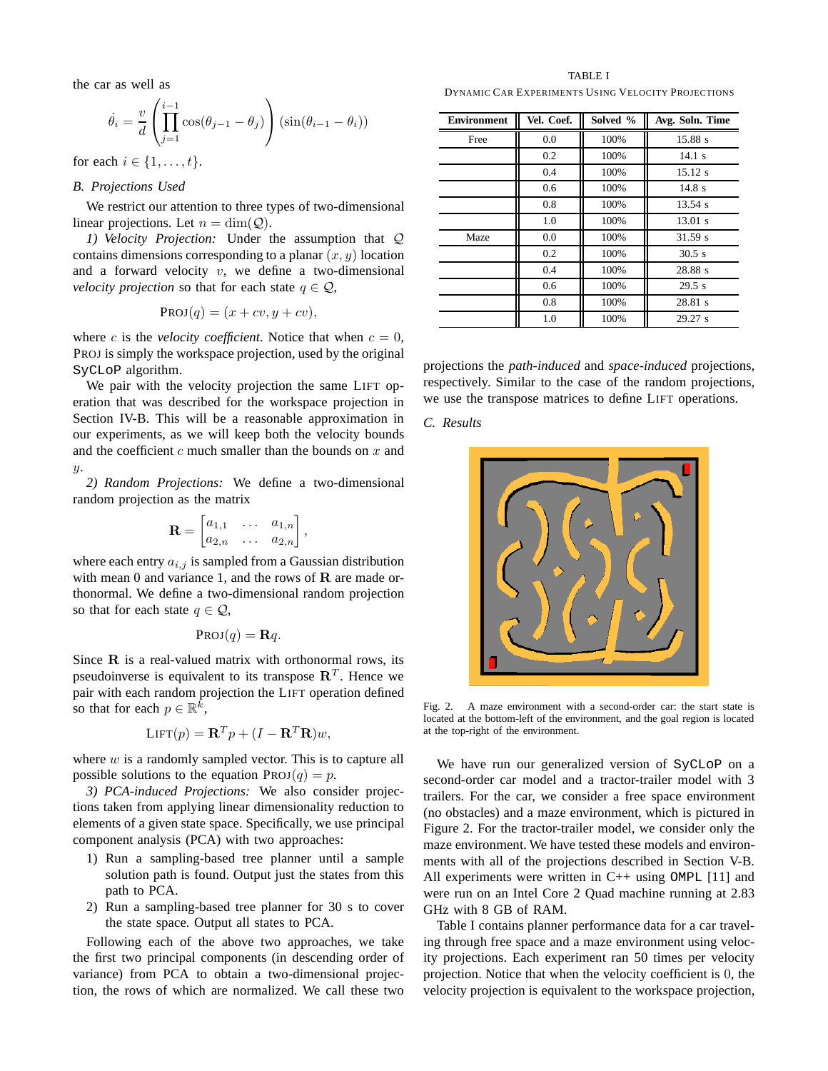the car as well as

$$\dot{\theta}_i = \frac{v}{d} \left( \prod_{j=1}^{i-1} \cos(\theta_{j-1} - \theta_j) \right) (\sin(\theta_{i-1} - \theta_i))$$

for each $i \in \{1, \ldots, t\}$.

### *B. Projections Used*

We restrict our attention to three types of two-dimensional linear projections. Let $n = \dim(\mathcal{Q})$.

*1) Velocity Projection:* Under the assumption that $\mathcal{Q}$ contains dimensions corresponding to a planar $(x, y)$ location and a forward velocity $v$, we define a two-dimensional *velocity projection* so that for each state $q \in \mathcal{Q}$,

$$\text{PROJ}(q) = (x + cv, y + cv),$$

where $c$ is the *velocity coefficient*. Notice that when $c = 0$, PROJ is simply the workspace projection, used by the original `SyCLoP` algorithm.

We pair with the velocity projection the same LIFT operation that was described for the workspace projection in Section IV-B. This will be a reasonable approximation in our experiments, as we will keep both the velocity bounds and the coefficient $c$ much smaller than the bounds on $x$ and $y$.

*2) Random Projections:* We define a two-dimensional random projection as the matrix

$$\mathbf{R} = \begin{bmatrix} a_{1,1} & \ldots & a_{1,n} \\ a_{2,n} & \ldots & a_{2,n} \end{bmatrix},$$

where each entry $a_{i,j}$ is sampled from a Gaussian distribution with mean 0 and variance 1, and the rows of $\mathbf{R}$ are made orthonormal. We define a two-dimensional random projection so that for each state $q \in \mathcal{Q}$,

$$\text{PROJ}(q) = \mathbf{R}q.$$

Since $\mathbf{R}$ is a real-valued matrix with orthonormal rows, its pseudoinverse is equivalent to its transpose $\mathbf{R}^T$. Hence we pair with each random projection the LIFT operation defined so that for each $p \in \mathbb{R}^k$,

$$\text{LIFT}(p) = \mathbf{R}^T p + (I - \mathbf{R}^T\mathbf{R})w,$$

where $w$ is a randomly sampled vector. This is to capture all possible solutions to the equation $\text{PROJ}(q) = p$.

*3) PCA-induced Projections:* We also consider projections taken from applying linear dimensionality reduction to elements of a given state space. Specifically, we use principal component analysis (PCA) with two approaches:

1) Run a sampling-based tree planner until a sample solution path is found. Output just the states from this path to PCA.
2) Run a sampling-based tree planner for 30 s to cover the state space. Output all states to PCA.

Following each of the above two approaches, we take the first two principal components (in descending order of variance) from PCA to obtain a two-dimensional projection, the rows of which are normalized. We call these two projections the *path-induced* and *space-induced* projections, respectively. Similar to the case of the random projections, we use the transpose matrices to define LIFT operations.

TABLE I
DYNAMIC CAR EXPERIMENTS USING VELOCITY PROJECTIONS

| Environment | Vel. Coef. | Solved % | Avg. Soln. Time |
|---|---|---|---|
| Free | 0.0 | 100% | 15.88 s |
| | 0.2 | 100% | 14.1 s |
| | 0.4 | 100% | 15.12 s |
| | 0.6 | 100% | 14.8 s |
| | 0.8 | 100% | 13.54 s |
| | 1.0 | 100% | 13.01 s |
| Maze | 0.0 | 100% | 31.59 s |
| | 0.2 | 100% | 30.5 s |
| | 0.4 | 100% | 28.88 s |
| | 0.6 | 100% | 29.5 s |
| | 0.8 | 100% | 28.81 s |
| | 1.0 | 100% | 29.27 s |

### *C. Results*

Fig. 2. A maze environment with a second-order car: the start state is located at the bottom-left of the environment, and the goal region is located at the top-right of the environment.

We have run our generalized version of `SyCLoP` on a second-order car model and a tractor-trailer model with 3 trailers. For the car, we consider a free space environment (no obstacles) and a maze environment, which is pictured in Figure 2. For the tractor-trailer model, we consider only the maze environment. We have tested these models and environments with all of the projections described in Section V-B. All experiments were written in C++ using `OMPL` [11] and were run on an Intel Core 2 Quad machine running at 2.83 GHz with 8 GB of RAM.

Table I contains planner performance data for a car traveling through free space and a maze environment using velocity projections. Each experiment ran 50 times per velocity projection. Notice that when the velocity coefficient is 0, the velocity projection is equivalent to the workspace projection,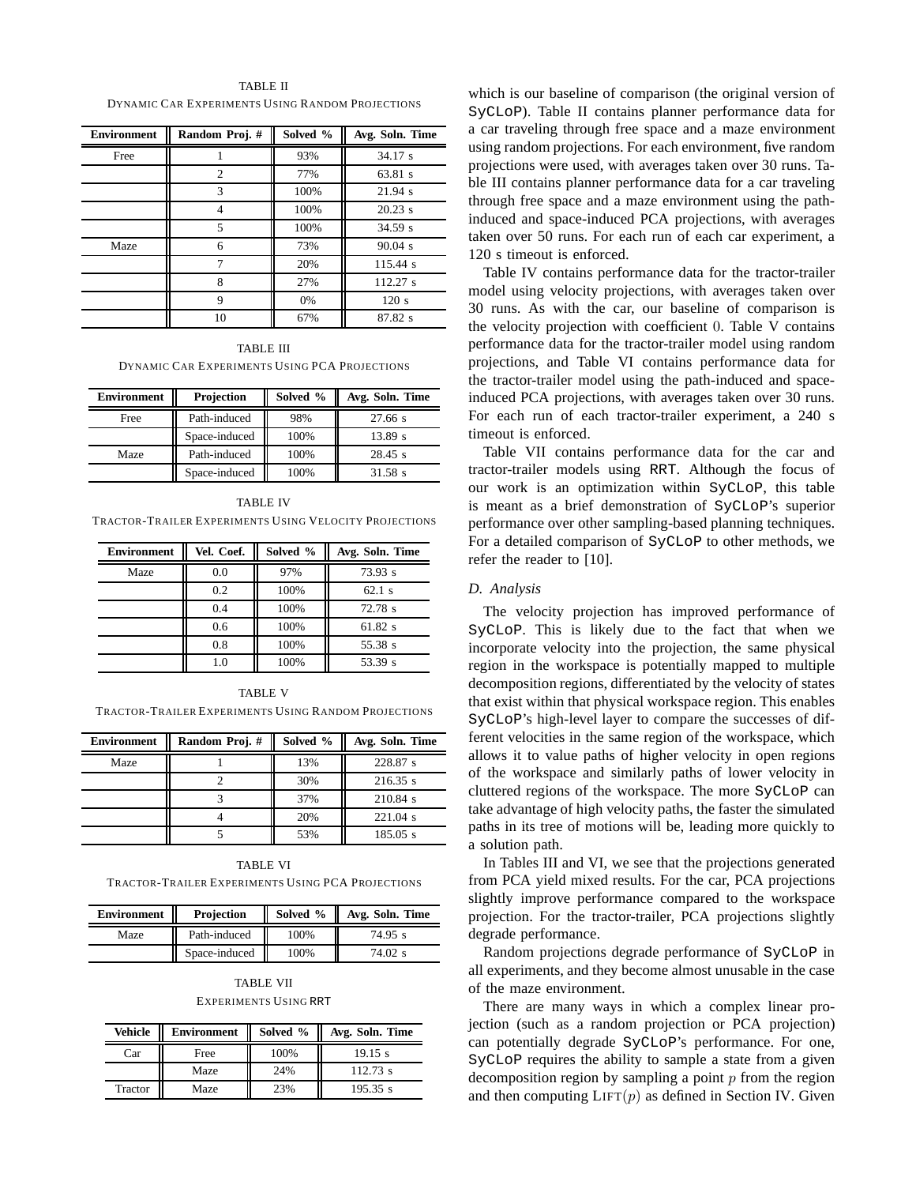TABLE II

DYNAMIC CAR EXPERIMENTS USING RANDOM PROJECTIONS

| Environment | Random Proj. # | Solved % | Avg. Soln. Time |
|---|---|---|---|
| Free | 1 | 93% | 34.17 s |
| | 2 | 77% | 63.81 s |
| | 3 | 100% | 21.94 s |
| | 4 | 100% | 20.23 s |
| | 5 | 100% | 34.59 s |
| Maze | 6 | 73% | 90.04 s |
| | 7 | 20% | 115.44 s |
| | 8 | 27% | 112.27 s |
| | 9 | 0% | 120 s |
| | 10 | 67% | 87.82 s |

TABLE III

DYNAMIC CAR EXPERIMENTS USING PCA PROJECTIONS

| Environment | Projection | Solved % | Avg. Soln. Time |
|---|---|---|---|
| Free | Path-induced | 98% | 27.66 s |
| | Space-induced | 100% | 13.89 s |
| Maze | Path-induced | 100% | 28.45 s |
| | Space-induced | 100% | 31.58 s |

TABLE IV

TRACTOR-TRAILER EXPERIMENTS USING VELOCITY PROJECTIONS

| Environment | Vel. Coef. | Solved % | Avg. Soln. Time |
|---|---|---|---|
| Maze | 0.0 | 97% | 73.93 s |
| | 0.2 | 100% | 62.1 s |
| | 0.4 | 100% | 72.78 s |
| | 0.6 | 100% | 61.82 s |
| | 0.8 | 100% | 55.38 s |
| | 1.0 | 100% | 53.39 s |

TABLE V

TRACTOR-TRAILER EXPERIMENTS USING RANDOM PROJECTIONS

| Environment | Random Proj. # | Solved % | Avg. Soln. Time |
|---|---|---|---|
| Maze | 1 | 13% | 228.87 s |
| | 2 | 30% | 216.35 s |
| | 3 | 37% | 210.84 s |
| | 4 | 20% | 221.04 s |
| | 5 | 53% | 185.05 s |

TABLE VI

TRACTOR-TRAILER EXPERIMENTS USING PCA PROJECTIONS

| Environment | Projection | Solved % | Avg. Soln. Time |
|---|---|---|---|
| Maze | Path-induced | 100% | 74.95 s |
| | Space-induced | 100% | 74.02 s |

TABLE VII

EXPERIMENTS USING RRT

| Vehicle | Environment | Solved % | Avg. Soln. Time |
|---|---|---|---|
| Car | Free | 100% | 19.15 s |
| | Maze | 24% | 112.73 s |
| Tractor | Maze | 23% | 195.35 s |

which is our baseline of comparison (the original version of SyCLoP). Table II contains planner performance data for a car traveling through free space and a maze environment using random projections. For each environment, five random projections were used, with averages taken over 30 runs. Table III contains planner performance data for a car traveling through free space and a maze environment using the path-induced and space-induced PCA projections, with averages taken over 50 runs. For each run of each car experiment, a 120 s timeout is enforced.

Table IV contains performance data for the tractor-trailer model using velocity projections, with averages taken over 30 runs. As with the car, our baseline of comparison is the velocity projection with coefficient $0$. Table V contains performance data for the tractor-trailer model using random projections, and Table VI contains performance data for the tractor-trailer model using the path-induced and space-induced PCA projections, with averages taken over 30 runs. For each run of each tractor-trailer experiment, a 240 s timeout is enforced.

Table VII contains performance data for the car and tractor-trailer models using RRT. Although the focus of our work is an optimization within SyCLoP, this table is meant as a brief demonstration of SyCLoP's superior performance over other sampling-based planning techniques. For a detailed comparison of SyCLoP to other methods, we refer the reader to [10].

### *D. Analysis*

The velocity projection has improved performance of SyCLoP. This is likely due to the fact that when we incorporate velocity into the projection, the same physical region in the workspace is potentially mapped to multiple decomposition regions, differentiated by the velocity of states that exist within that physical workspace region. This enables SyCLoP's high-level layer to compare the successes of different velocities in the same region of the workspace, which allows it to value paths of higher velocity in open regions of the workspace and similarly paths of lower velocity in cluttered regions of the workspace. The more SyCLoP can take advantage of high velocity paths, the faster the simulated paths in its tree of motions will be, leading more quickly to a solution path.

In Tables III and VI, we see that the projections generated from PCA yield mixed results. For the car, PCA projections slightly improve performance compared to the workspace projection. For the tractor-trailer, PCA projections slightly degrade performance.

Random projections degrade performance of SyCLoP in all experiments, and they become almost unusable in the case of the maze environment.

There are many ways in which a complex linear projection (such as a random projection or PCA projection) can potentially degrade SyCLoP's performance. For one, SyCLoP requires the ability to sample a state from a given decomposition region by sampling a point $p$ from the region and then computing $\text{LIFT}(p)$ as defined in Section IV. Given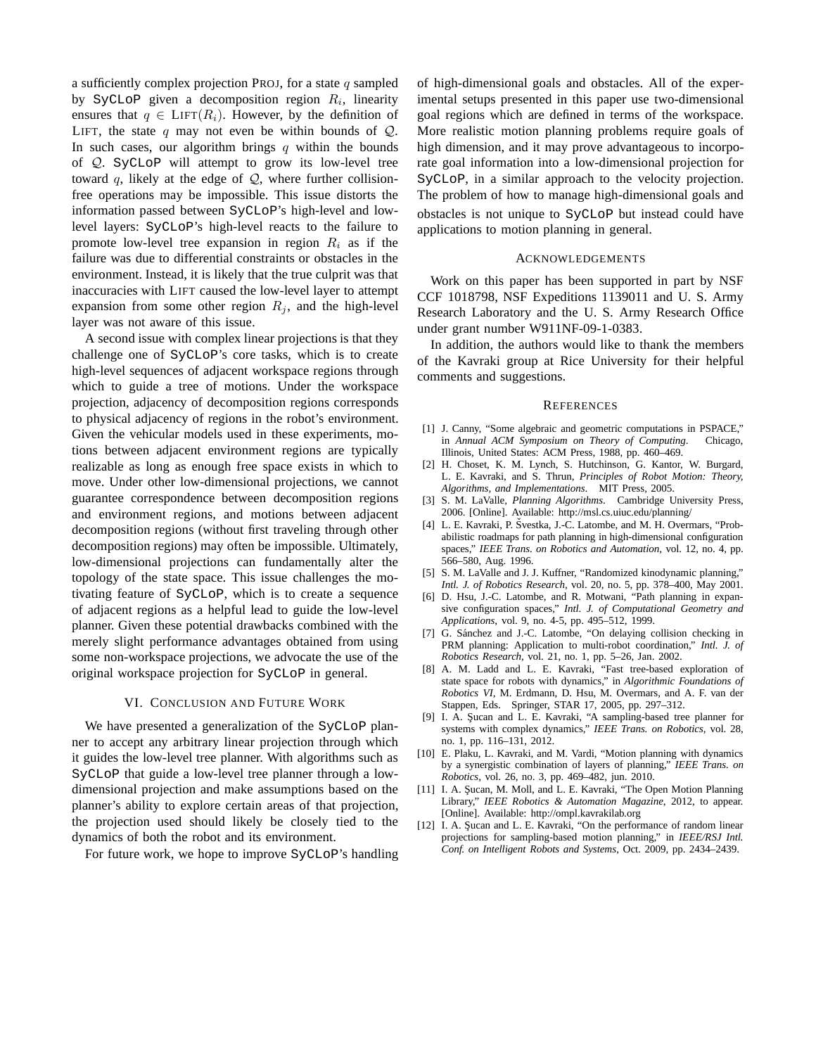a sufficiently complex projection PROJ, for a state $q$ sampled by SyCLoP given a decomposition region $R_i$, linearity ensures that $q \in \text{LIFT}(R_i)$. However, by the definition of LIFT, the state $q$ may not even be within bounds of $\mathcal{Q}$. In such cases, our algorithm brings $q$ within the bounds of $\mathcal{Q}$. SyCLoP will attempt to grow its low-level tree toward $q$, likely at the edge of $\mathcal{Q}$, where further collision-free operations may be impossible. This issue distorts the information passed between SyCLoP's high-level and low-level layers: SyCLoP's high-level reacts to the failure to promote low-level tree expansion in region $R_i$ as if the failure was due to differential constraints or obstacles in the environment. Instead, it is likely that the true culprit was that inaccuracies with LIFT caused the low-level layer to attempt expansion from some other region $R_j$, and the high-level layer was not aware of this issue.

A second issue with complex linear projections is that they challenge one of SyCLoP's core tasks, which is to create high-level sequences of adjacent workspace regions through which to guide a tree of motions. Under the workspace projection, adjacency of decomposition regions corresponds to physical adjacency of regions in the robot's environment. Given the vehicular models used in these experiments, motions between adjacent environment regions are typically realizable as long as enough free space exists in which to move. Under other low-dimensional projections, we cannot guarantee correspondence between decomposition regions and environment regions, and motions between adjacent decomposition regions (without first traveling through other decomposition regions) may often be impossible. Ultimately, low-dimensional projections can fundamentally alter the topology of the state space. This issue challenges the motivating feature of SyCLoP, which is to create a sequence of adjacent regions as a helpful lead to guide the low-level planner. Given these potential drawbacks combined with the merely slight performance advantages obtained from using some non-workspace projections, we advocate the use of the original workspace projection for SyCLoP in general.

## VI. Conclusion and Future Work

We have presented a generalization of the SyCLoP planner to accept any arbitrary linear projection through which it guides the low-level tree planner. With algorithms such as SyCLoP that guide a low-level tree planner through a low-dimensional projection and make assumptions based on the planner's ability to explore certain areas of that projection, the projection used should likely be closely tied to the dynamics of both the robot and its environment.

For future work, we hope to improve SyCLoP's handling of high-dimensional goals and obstacles. All of the experimental setups presented in this paper use two-dimensional goal regions which are defined in terms of the workspace. More realistic motion planning problems require goals of high dimension, and it may prove advantageous to incorporate goal information into a low-dimensional projection for SyCLoP, in a similar approach to the velocity projection. The problem of how to manage high-dimensional goals and obstacles is not unique to SyCLoP but instead could have applications to motion planning in general.

## Acknowledgements

Work on this paper has been supported in part by NSF CCF 1018798, NSF Expeditions 1139011 and U. S. Army Research Laboratory and the U. S. Army Research Office under grant number W911NF-09-1-0383.

In addition, the authors would like to thank the members of the Kavraki group at Rice University for their helpful comments and suggestions.

## References

[1] J. Canny, "Some algebraic and geometric computations in PSPACE," in *Annual ACM Symposium on Theory of Computing*. Chicago, Illinois, United States: ACM Press, 1988, pp. 460–469.

[2] H. Choset, K. M. Lynch, S. Hutchinson, G. Kantor, W. Burgard, L. E. Kavraki, and S. Thrun, *Principles of Robot Motion: Theory, Algorithms, and Implementations*. MIT Press, 2005.

[3] S. M. LaValle, *Planning Algorithms*. Cambridge University Press, 2006. [Online]. Available: http://msl.cs.uiuc.edu/planning/

[4] L. E. Kavraki, P. Švestka, J.-C. Latombe, and M. H. Overmars, "Probabilistic roadmaps for path planning in high-dimensional configuration spaces," *IEEE Trans. on Robotics and Automation*, vol. 12, no. 4, pp. 566–580, Aug. 1996.

[5] S. M. LaValle and J. J. Kuffner, "Randomized kinodynamic planning," *Intl. J. of Robotics Research*, vol. 20, no. 5, pp. 378–400, May 2001.

[6] D. Hsu, J.-C. Latombe, and R. Motwani, "Path planning in expansive configuration spaces," *Intl. J. of Computational Geometry and Applications*, vol. 9, no. 4-5, pp. 495–512, 1999.

[7] G. Sánchez and J.-C. Latombe, "On delaying collision checking in PRM planning: Application to multi-robot coordination," *Intl. J. of Robotics Research*, vol. 21, no. 1, pp. 5–26, Jan. 2002.

[8] A. M. Ladd and L. E. Kavraki, "Fast tree-based exploration of state space for robots with dynamics," in *Algorithmic Foundations of Robotics VI*, M. Erdmann, D. Hsu, M. Overmars, and A. F. van der Stappen, Eds. Springer, STAR 17, 2005, pp. 297–312.

[9] I. A. Şucan and L. E. Kavraki, "A sampling-based tree planner for systems with complex dynamics," *IEEE Trans. on Robotics*, vol. 28, no. 1, pp. 116–131, 2012.

[10] E. Plaku, L. Kavraki, and M. Vardi, "Motion planning with dynamics by a synergistic combination of layers of planning," *IEEE Trans. on Robotics*, vol. 26, no. 3, pp. 469–482, jun. 2010.

[11] I. A. Şucan, M. Moll, and L. E. Kavraki, "The Open Motion Planning Library," *IEEE Robotics & Automation Magazine*, 2012, to appear. [Online]. Available: http://ompl.kavrakilab.org

[12] I. A. Şucan and L. E. Kavraki, "On the performance of random linear projections for sampling-based motion planning," in *IEEE/RSJ Intl. Conf. on Intelligent Robots and Systems*, Oct. 2009, pp. 2434–2439.